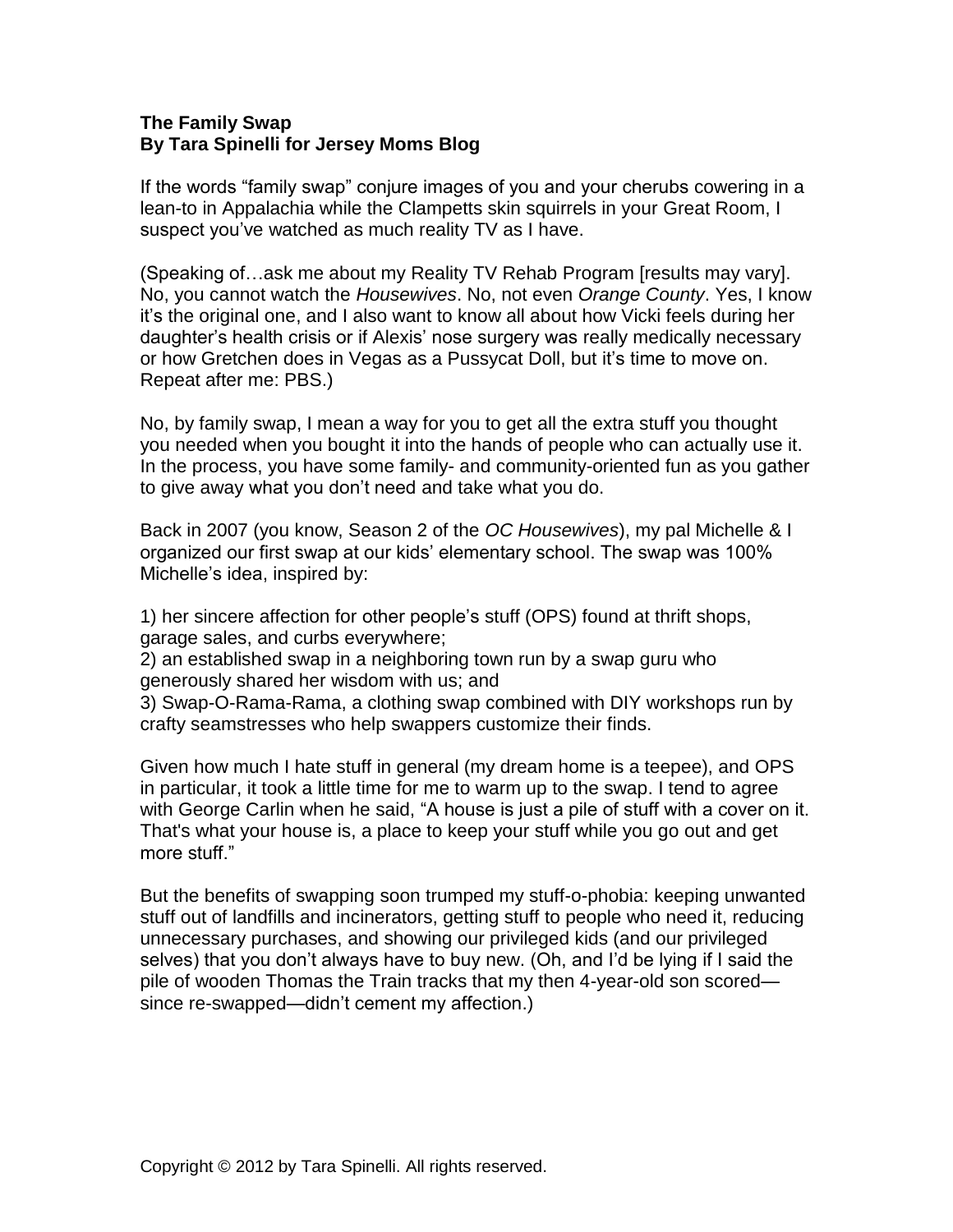**The Family Swap**
**By Tara Spinelli for Jersey Moms Blog**

If the words "family swap" conjure images of you and your cherubs cowering in a lean-to in Appalachia while the Clampetts skin squirrels in your Great Room, I suspect you've watched as much reality TV as I have.

(Speaking of…ask me about my Reality TV Rehab Program [results may vary]. No, you cannot watch the *Housewives*. No, not even *Orange County*. Yes, I know it's the original one, and I also want to know all about how Vicki feels during her daughter's health crisis or if Alexis' nose surgery was really medically necessary or how Gretchen does in Vegas as a Pussycat Doll, but it's time to move on. Repeat after me: PBS.)

No, by family swap, I mean a way for you to get all the extra stuff you thought you needed when you bought it into the hands of people who can actually use it. In the process, you have some family- and community-oriented fun as you gather to give away what you don't need and take what you do.

Back in 2007 (you know, Season 2 of the *OC Housewives*), my pal Michelle & I organized our first swap at our kids' elementary school. The swap was 100% Michelle's idea, inspired by:

1) her sincere affection for other people's stuff (OPS) found at thrift shops, garage sales, and curbs everywhere;
2) an established swap in a neighboring town run by a swap guru who generously shared her wisdom with us; and
3) Swap-O-Rama-Rama, a clothing swap combined with DIY workshops run by crafty seamstresses who help swappers customize their finds.

Given how much I hate stuff in general (my dream home is a teepee), and OPS in particular, it took a little time for me to warm up to the swap. I tend to agree with George Carlin when he said, "A house is just a pile of stuff with a cover on it. That's what your house is, a place to keep your stuff while you go out and get more stuff."

But the benefits of swapping soon trumped my stuff-o-phobia: keeping unwanted stuff out of landfills and incinerators, getting stuff to people who need it, reducing unnecessary purchases, and showing our privileged kids (and our privileged selves) that you don't always have to buy new. (Oh, and I'd be lying if I said the pile of wooden Thomas the Train tracks that my then 4-year-old son scored—since re-swapped—didn't cement my affection.)

Copyright © 2012 by Tara Spinelli. All rights reserved.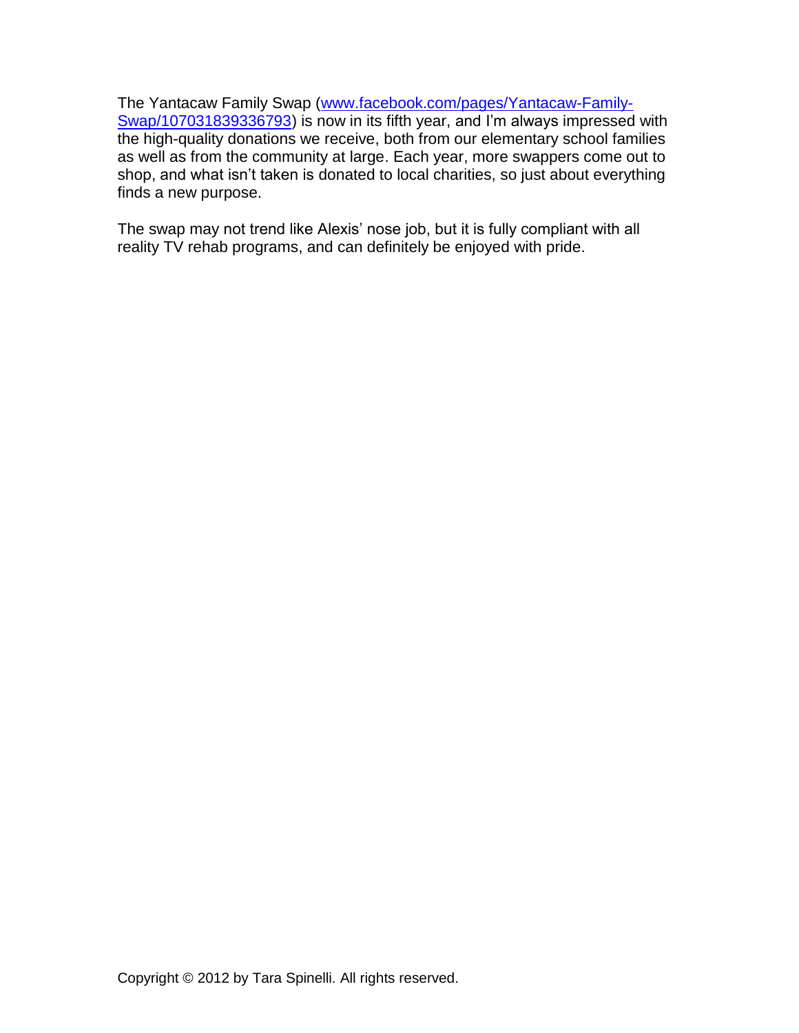The Yantacaw Family Swap ([www.facebook.com/pages/Yantacaw-Family-Swap/107031839336793](http://www.facebook.com/pages/Yantacaw-Family-Swap/107031839336793)) is now in its fifth year, and I'm always impressed with the high-quality donations we receive, both from our elementary school families as well as from the community at large. Each year, more swappers come out to shop, and what isn't taken is donated to local charities, so just about everything finds a new purpose.

The swap may not trend like Alexis' nose job, but it is fully compliant with all reality TV rehab programs, and can definitely be enjoyed with pride.

Copyright © 2012 by Tara Spinelli. All rights reserved.